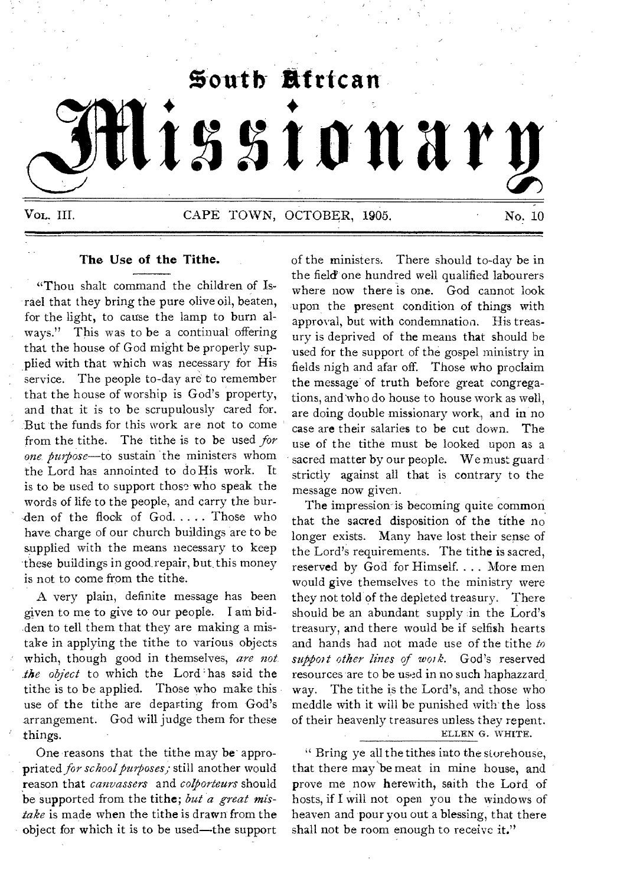# South African Missionary

VOL. III. CAPE TOWN, OCTOBER, 1905. No. 10

## The Use of the Tithe.

"Thou shalt command the children of Israel that they bring the pure olive oil, beaten, for the light, to cause the lamp to burn always." This was to be a continual offering that the house of God might be properly supplied with that which was necessary for His service. The people to-day are to remember that the house of worship is God's property, and that it is to be scrupulously cared for. But the funds for this work are not to come from the tithe. The tithe is to be used *for one purpose*—to sustain the ministers whom the Lord has annointed to do His work. It is to be used to support those who speak the words of life to the people, and carry the burden of the flock of God. . . . . Those who have charge of our church buildings are to be supplied with the means necessary to keep these buildings in good repair, but this money is not to come from the tithe.

A very plain, definite message has been given to me to give to our people. I am bidden to tell them that they are making a mistake in applying the tithe to various objects which, though good in themselves, *are not the object* to which the Lord has said the tithe is to be applied. Those who make this use of the tithe are departing from God's arrangement. God will judge them for these things.

One reasons that the tithe may be appropriated *for school purposes;* still another would reason that *canvassers* and *colporteurs* should be supported from the tithe; *but a great mistake* is made when the tithe is drawn from the object for which it is to be used—the support of the ministers. There should to-day be in the field one hundred well qualified labourers where now there is one. God cannot look upon the present condition of things with approval, but with condemnation. His treasury is deprived of the means that should be used for the support of the gospel ministry in fields nigh and afar off. Those who proclaim the message of truth before great congregations, and who do house to house work as well, are doing double missionary work, and in no case are their salaries to be cut down. The use of the tithe must be looked upon as a sacred matter by our people. We must guard strictly against all that is contrary to the message now given.

The impression is becoming quite common that the sacred disposition of the tithe no longer exists. Many have lost their sense of the Lord's requirements. The tithe is sacred, reserved by God for Himself. . . . More men would give themselves to the ministry were they not told of the depleted treasury. There should be an abundant supply in the Lord's treasury, and there would be if selfish hearts and hands had not made use of the tithe *to support other lines of work.* God's reserved resources are to be used in no such haphazzard way. The tithe is the Lord's, and those who meddle with it will be punished with the loss of their heavenly treasures unless they repent.

ELLEN G. WHITE.

" Bring ye all the tithes into the storehouse, that there may be meat in mine house, and prove me now herewith, saith the Lord of hosts, if I will not open you the windows of heaven and pour you out a blessing, that there shall not be room enough to receive it."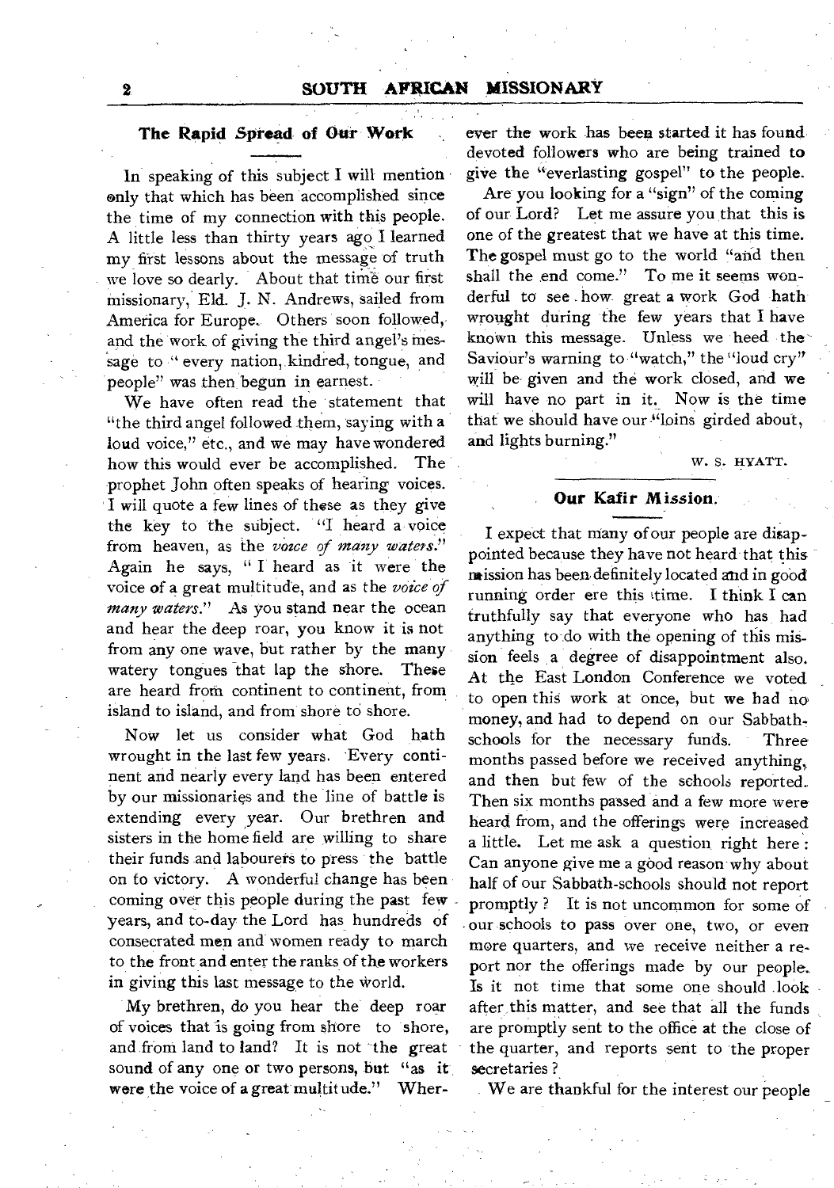## The Rapid Spread of Our Work

In speaking of this subject I will mention only that which has been accomplished since the time of my connection with this people. A little less than thirty years ago I learned my first lessons about the message of truth we love so dearly. About that time our first missionary, Eld. J. N. Andrews, sailed from America for Europe. Others soon followed, and the work of giving the third angel's message to "every nation, kindred, tongue, and people" was then begun in earnest.

We have often read the statement that "the third angel followed them, saying with a loud voice," etc., and we may have wondered how this would ever be accomplished. The prophet John often speaks of hearing voices. I will quote a few lines of these as they give the key to the subject. "I heard a voice from heaven, as the *voice of many waters*." Again he says, "I heard as it were the voice of a great multitude, and as the *voice of many waters*." As you stand near the ocean and hear the deep roar, you know it is not from any one wave, but rather by the many watery tongues that lap the shore. These are heard from continent to continent, from island to island, and from shore to shore.

Now let us consider what God hath wrought in the last few years. Every continent and nearly every land has been entered by our missionaries and the line of battle is extending every year. Our brethren and sisters in the home field are willing to share their funds and labourers to press the battle on to victory. A wonderful change has been coming over this people during the past few years, and to-day the Lord has hundreds of consecrated men and women ready to march to the front and enter the ranks of the workers in giving this last message to the world.

My brethren, do you hear the deep roar of voices that is going from shore to shore, and from land to land? It is not the great sound of any one or two persons, but "as it were the voice of a great multitude." Wherever the work has been started it has found devoted followers who are being trained to give the "everlasting gospel" to the people.

Are you looking for a "sign" of the coming of our Lord? Let me assure you that this is one of the greatest that we have at this time. The gospel must go to the world "and then shall the end come." To me it seems wonderful to see how great a work God hath wrought during the few years that I have known this message. Unless we heed the Saviour's warning to "watch," the "loud cry" will be given and the work closed, and we will have no part in it. Now is the time that we should have our "loins girded about, and lights burning."

W. S. HYATT.

## Our Kafir Mission.

I expect that many of our people are disappointed because they have not heard that this mission has been definitely located and in good running order ere this time. I think I can truthfully say that everyone who has had anything to do with the opening of this mission feels a degree of disappointment also. At the East London Conference we voted to open this work at once, but we had no money, and had to depend on our Sabbath-schools for the necessary funds. Three months passed before we received anything, and then but few of the schools reported. Then six months passed and a few more were heard from, and the offerings were increased a little. Let me ask a question right here: Can anyone give me a good reason why about half of our Sabbath-schools should not report promptly? It is not uncommon for some of our schools to pass over one, two, or even more quarters, and we receive neither a report nor the offerings made by our people. Is it not time that some one should look after this matter, and see that all the funds are promptly sent to the office at the close of the quarter, and reports sent to the proper secretaries?

We are thankful for the interest our people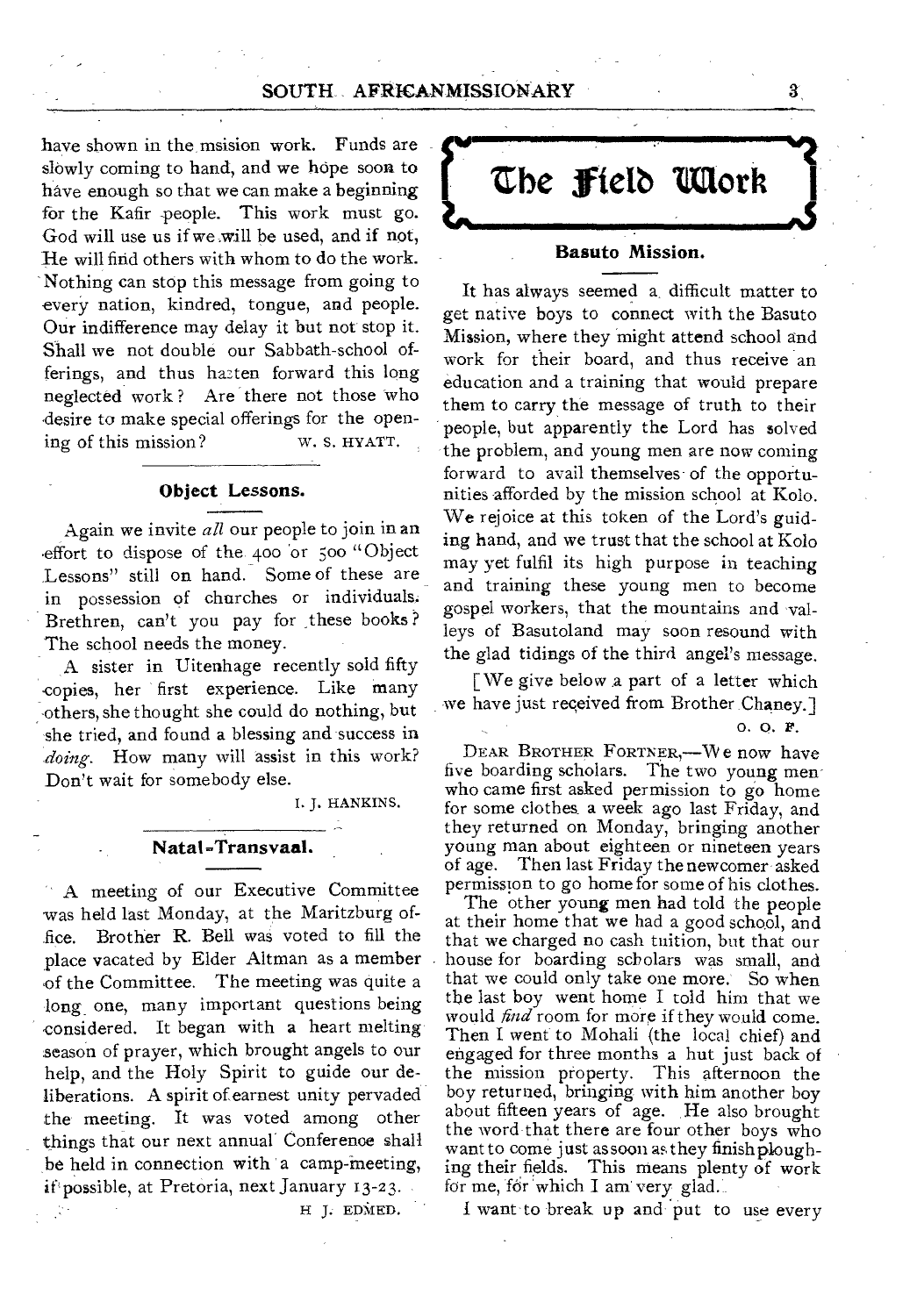have shown in the msision work. Funds are slowly coming to hand, and we hope soon to have enough so that we can make a beginning for the Kafir people. This work must go. God will use us if we will be used, and if not, He will find others with whom to do the work. Nothing can stop this message from going to every nation, kindred, tongue, and people. Our indifference may delay it but not stop it. Shall we not double our Sabbath-school offerings, and thus hasten forward this long neglected work? Are there not those who desire to make special offerings for the opening of this mission?

W. S. HYATT.

### Object Lessons.

Again we invite *all* our people to join in an effort to dispose of the 400 or 500 "Object Lessons" still on hand. Some of these are in possession of churches or individuals. Brethren, can't you pay for these books? The school needs the money.

A sister in Uitenhage recently sold fifty copies, her first experience. Like many others, she thought she could do nothing, but she tried, and found a blessing and success in *doing*. How many will assist in this work? Don't wait for somebody else.

I. J. HANKINS.

### Natal-Transvaal.

A meeting of our Executive Committee was held last Monday, at the Maritzburg office. Brother R. Bell was voted to fill the place vacated by Elder Altman as a member of the Committee. The meeting was quite a long one, many important questions being considered. It began with a heart melting season of prayer, which brought angels to our help, and the Holy Spirit to guide our deliberations. A spirit of earnest unity pervaded the meeting. It was voted among other things that our next annual Conference shall be held in connection with a camp-meeting, if possible, at Pretoria, next January 13-23.

H J. EDMED.

# The Field Work

### Basuto Mission.

It has always seemed a difficult matter to get native boys to connect with the Basuto Mission, where they might attend school and work for their board, and thus receive an education and a training that would prepare them to carry the message of truth to their people, but apparently the Lord has solved the problem, and young men are now coming forward to avail themselves of the opportunities afforded by the mission school at Kolo. We rejoice at this token of the Lord's guiding hand, and we trust that the school at Kolo may yet fulfil its high purpose in teaching and training these young men to become gospel workers, that the mountains and valleys of Basutoland may soon resound with the glad tidings of the third angel's message.

[We give below a part of a letter which we have just received from Brother Chaney.]

O. O. F.

DEAR BROTHER FORTNER,—We now have five boarding scholars. The two young men who came first asked permission to go home for some clothes a week ago last Friday, and they returned on Monday, bringing another young man about eighteen or nineteen years of age. Then last Friday the newcomer asked permission to go home for some of his clothes.

The other young men had told the people at their home that we had a good school, and that we charged no cash tuition, but that our house for boarding scholars was small, and that we could only take one more. So when the last boy went home I told him that we would *find* room for more if they would come. Then I went to Mohali (the local chief) and engaged for three months a hut just back of the mission property. This afternoon the boy returned, bringing with him another boy about fifteen years of age. He also brought the word that there are four other boys who want to come just as soon as they finish ploughing their fields. This means plenty of work for me, for which I am very glad.

I want to break up and put to use every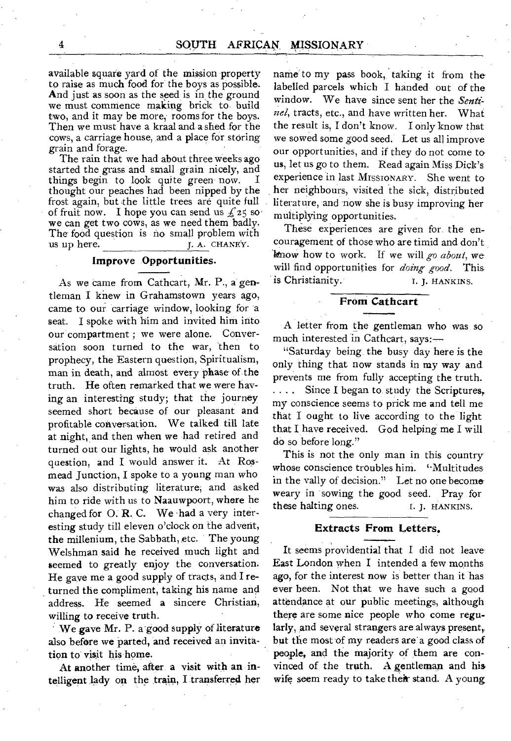available square yard of the mission property to raise as much food for the boys as possible. And just as soon as the seed is in the ground we must commence making brick to build two, and it may be more, rooms for the boys. Then we must have a kraal and a shed for the cows, a carriage house, and a place for storing grain and forage.

The rain that we had about three weeks ago started the grass and small grain nicely, and things begin to look quite green now. I thought our peaches had been nipped by the frost again, but the little trees are quite full of fruit now. I hope you can send us £25 so we can get two cows, as we need them badly. The food question is no small problem with us up here.

J. A. CHANEY.

## Improve Opportunities.

As we came from Cathcart, Mr. P., a gentleman I knew in Grahamstown years ago, came to our carriage window, looking for a seat. I spoke with him and invited him into our compartment; we were alone. Conversation soon turned to the war, then to prophecy, the Eastern question, Spiritualism, man in death, and almost every phase of the truth. He often remarked that we were having an interesting study; that the journey seemed short because of our pleasant and profitable conversation. We talked till late at night, and then when we had retired and turned out our lights, he would ask another question, and I would answer it. At Rosmead Junction, I spoke to a young man who was also distributing literature, and asked him to ride with us to Naauwpoort, where he changed for O. R. C. We had a very interesting study till eleven o'clock on the advent, the millenium, the Sabbath, etc. The young Welshman said he received much light and seemed to greatly enjoy the conversation. He gave me a good supply of tracts, and I returned the compliment, taking his name and address. He seemed a sincere Christian, willing to receive truth.

We gave Mr. P. a good supply of literature also before we parted, and received an invitation to visit his home.

At another time, after a visit with an intelligent lady on the train, I transferred her name to my pass book, taking it from the labelled parcels which I handed out of the window. We have since sent her the *Sentinel*, tracts, etc., and have written her. What the result is, I don't know. I only know that we sowed some good seed. Let us all improve our opportunities, and if they do not come to us, let us go to them. Read again Miss Dick's experience in last MISSIONARY. She went to her neighbours, visited the sick, distributed literature, and now she is busy improving her multiplying opportunities.

These experiences are given for the encouragement of those who are timid and don't know how to work. If we will *go about*, we will find opportunities for *doing good*. This is Christianity.

I. J. HANKINS.

## From Cathcart

A letter from the gentleman who was so much interested in Cathcart, says:—

"Saturday being the busy day here is the only thing that now stands in my way and prevents me from fully accepting the truth. .... Since I began to study the Scriptures, my conscience seems to prick me and tell me that I ought to live according to the light that I have received. God helping me I will do so before long."

This is not the only man in this country whose conscience troubles him. "Multitudes in the vally of decision." Let no one become weary in sowing the good seed. Pray for these halting ones.

I. J. HANKINS.

## Extracts From Letters.

It seems providential that I did not leave East London when I intended a few months ago, for the interest now is better than it has ever been. Not that we have such a good attendance at our public meetings, although there are some nice people who come regularly, and several strangers are always present, but the most of my readers are a good class of people, and the majority of them are convinced of the truth. A gentleman and his wife seem ready to take their stand. A young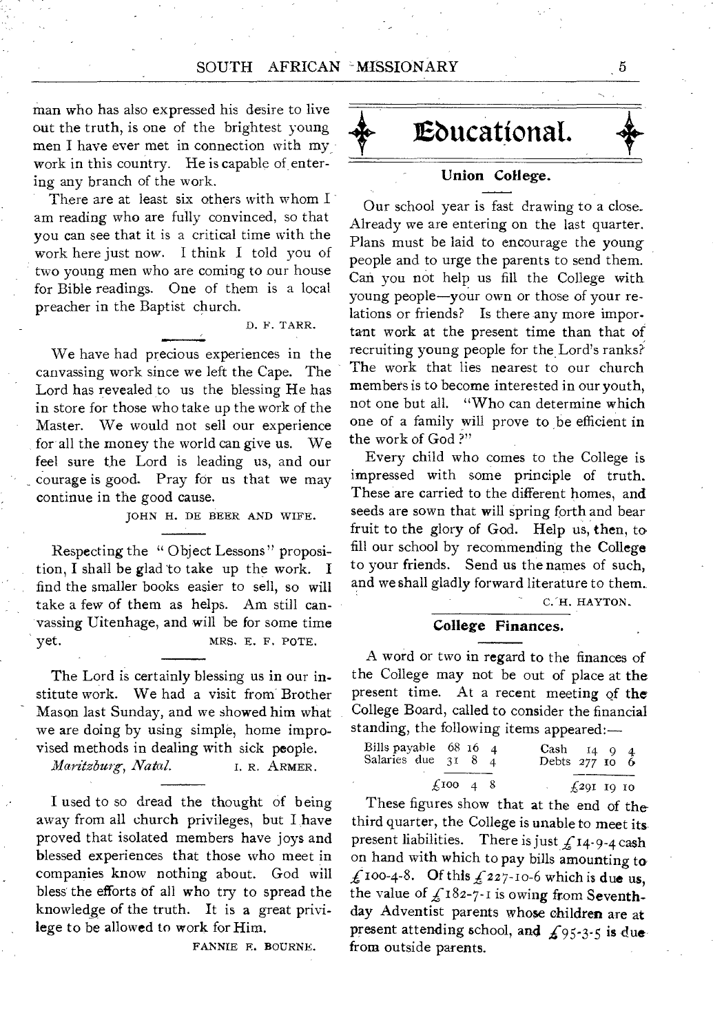man who has also expressed his desire to live out the truth, is one of the brightest young men I have ever met in connection with my work in this country. He is capable of entering any branch of the work.

There are at least six others with whom I am reading who are fully convinced, so that you can see that it is a critical time with the work here just now. I think I told you of two young men who are coming to our house for Bible readings. One of them is a local preacher in the Baptist church.

D. F. TARR.

We have had precious experiences in the canvassing work since we left the Cape. The Lord has revealed to us the blessing He has in store for those who take up the work of the Master. We would not sell our experience for all the money the world can give us. We feel sure the Lord is leading us, and our courage is good. Pray for us that we may continue in the good cause.

JOHN H. DE BEER AND WIFE.

Respecting the "Object Lessons" proposition, I shall be glad to take up the work. I find the smaller books easier to sell, so will take a few of them as helps. Am still canvassing Uitenhage, and will be for some time yet.

MRS. E. F. POTE.

The Lord is certainly blessing us in our institute work. We had a visit from Brother Mason last Sunday, and we showed him what we are doing by using simple, home improvised methods in dealing with sick people.

*Maritzburg, Natal.* I. R. ARMER.

I used to so dread the thought of being away from all church privileges, but I have proved that isolated members have joys and blessed experiences that those who meet in companies know nothing about. God will bless the efforts of all who try to spread the knowledge of the truth. It is a great privilege to be allowed to work for Him.

FANNIE E. BOURNE.

# Educational.

## Union College.

Our school year is fast drawing to a close. Already we are entering on the last quarter. Plans must be laid to encourage the young people and to urge the parents to send them. Can you not help us fill the College with young people—your own or those of your relations or friends? Is there any more important work at the present time than that of recruiting young people for the Lord's ranks? The work that lies nearest to our church members is to become interested in our youth, not one but all. "Who can determine which one of a family will prove to be efficient in the work of God?"

Every child who comes to the College is impressed with some principle of truth. These are carried to the different homes, and seeds are sown that will spring forth and bear fruit to the glory of God. Help us, then, to fill our school by recommending the College to your friends. Send us the names of such, and we shall gladly forward literature to them.

C. H. HAYTON.

## College Finances.

A word or two in regard to the finances of the College may not be out of place at the present time. At a recent meeting of the College Board, called to consider the financial standing, the following items appeared:—

| | | | | | | | |
|---|---|---|---|---|---|---|---|
| Bills payable | 68 | 16 | 4 | Cash | 14 | 9 | 4 |
| Salaries due | 31 | 8 | 4 | Debts | 277 | 10 | 6 |
| | £100 | 4 | 8 | | £291 | 19 | 10 |

These figures show that at the end of the third quarter, the College is unable to meet its present liabilities. There is just £14-9-4 cash on hand with which to pay bills amounting to £100-4-8. Of this £227-10-6 which is due us, the value of £182-7-1 is owing from Seventh-day Adventist parents whose children are at present attending school, and £95-3-5 is due from outside parents.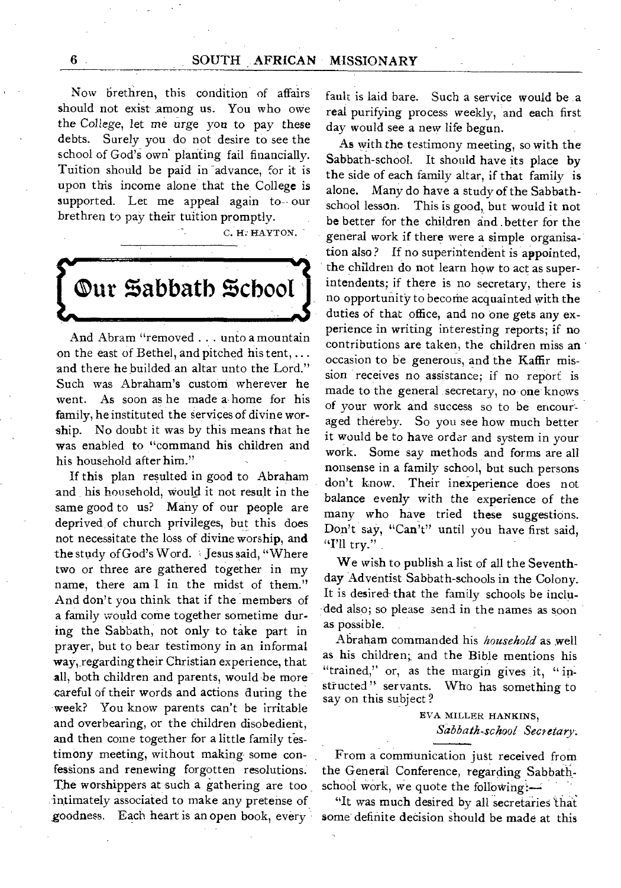Now brethren, this condition of affairs should not exist among us. You who owe the College, let me urge you to pay these debts. Surely you do not desire to see the school of God's own planting fail financially. Tuition should be paid in advance, for it is upon this income alone that the College is supported. Let me appeal again to our brethren to pay their tuition promptly.

C. H. HAYTON.

## Our Sabbath School

And Abram "removed . . . unto a mountain on the east of Bethel, and pitched his tent, . . . and there he builded an altar unto the Lord." Such was Abraham's custom wherever he went. As soon as he made a home for his family, he instituted the services of divine worship. No doubt it was by this means that he was enabled to "command his children and his household after him."

If this plan resulted in good to Abraham and his household, would it not result in the same good to us? Many of our people are deprived of church privileges, but this does not necessitate the loss of divine worship, and the study of God's Word. Jesus said, "Where two or three are gathered together in my name, there am I in the midst of them." And don't you think that if the members of a family would come together sometime during the Sabbath, not only to take part in prayer, but to bear testimony in an informal way, regarding their Christian experience, that all, both children and parents, would be more careful of their words and actions during the week? You know parents can't be irritable and overbearing, or the children disobedient, and then come together for a little family testimony meeting, without making some confessions and renewing forgotten resolutions. The worshippers at such a gathering are too intimately associated to make any pretense of goodness. Each heart is an open book, every fault is laid bare. Such a service would be a real purifying process weekly, and each first day would see a new life begun.

As with the testimony meeting, so with the Sabbath-school. It should have its place by the side of each family altar, if that family is alone. Many do have a study of the Sabbath-school lesson. This is good, but would it not be better for the children and better for the general work if there were a simple organisation also? If no superintendent is appointed, the children do not learn how to act as superintendents; if there is no secretary, there is no opportunity to become acquainted with the duties of that office, and no one gets any experience in writing interesting reports; if no contributions are taken, the children miss an occasion to be generous, and the Kaffir mission receives no assistance; if no report is made to the general secretary, no one knows of your work and success so to be encouraged thereby. So you see how much better it would be to have order and system in your work. Some say methods and forms are all nonsense in a family school, but such persons don't know. Their inexperience does not balance evenly with the experience of the many who have tried these suggestions. Don't say, "Can't" until you have first said, "I'll try."

We wish to publish a list of all the Seventh-day Adventist Sabbath-schools in the Colony. It is desired that the family schools be included also; so please send in the names as soon as possible.

Abraham commanded his *household* as well as his children; and the Bible mentions his "trained," or, as the margin gives it, "instructed" servants. Who has something to say on this subject?

EVA MILLER HANKINS,
*Sabbath-school Secretary.*

From a communication just received from the General Conference, regarding Sabbath-school work, we quote the following:—

"It was much desired by all secretaries that some definite decision should be made at this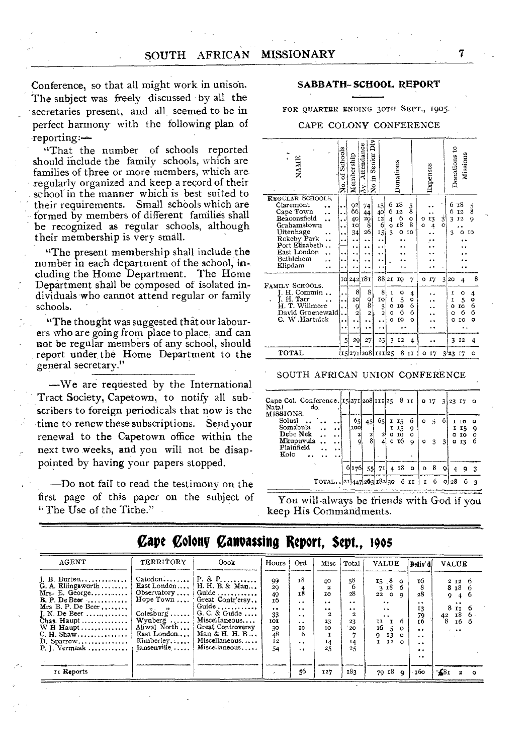Conference, so that all might work in unison. The subject was freely discussed by all the secretaries present, and all seemed to be in perfect harmony with the following plan of reporting:—

"That the number of schools reported should include the family schools, which are families of three or more members, which are regularly organized and keep a record of their school in the manner which is best suited to their requirements. Small schools which are formed by members of different families shall be recognized as regular schools, although their membership is very small.

"The present membership shall include the number in each department of the school, including the Home Department. The Home Department shall be composed of isolated individuals who cannot attend regular or family schools.

"The thought was suggested that our labourers who are going from place to place, and can not be regular members of any school, should report under the Home Department to the general secretary."

—We are requested by the International Tract Society, Capetown, to notify all subscribers to foreign periodicals that now is the time to renew these subscriptions. Send your renewal to the Capetown office within the next two weeks, and you will not be disappointed by having your papers stopped.

—Do not fail to read the testimony on the first page of this paper on the subject of "The Use of the Tithe."

## SABBATH-SCHOOL REPORT

FOR QUARTER ENDING 30TH SEPT., 1905.

CAPE COLONY CONFERENCE

| NAME | No. of Schools | Membership | Av. Attendance | No in Senior Div | Donations | Expenses | Donations to Missions |
|---|---|---|---|---|---|---|---|
| REGULAR SCHOOLS. | | | | | | | |
| Claremont | .. | 92 | 74 | 15 | 6 18 5 | .. | 6 18 5 |
| Cape Town | .. | 66 | 44 | 40 | 6 12 8 | .. | 6 12 8 |
| Beaconsfield | .. | 40 | 29 | 12 | 4 6 0 | 0 13 3 | 3 12 9 |
| Grahamstown | .. | 10 | 8 | 6 | 0 18 8 | 0 4 0 | .. |
| Uitenhage | .. | 34 | 26 | 15 | 3 0 10 | .. | 3 0 10 |
| Rokeby Park | .. | .. | .. | .. | .. | .. | .. |
| Port Elizabeth | .. | .. | .. | .. | .. | .. | .. |
| East London | .. | .. | .. | .. | .. | .. | .. |
| Bethlehem | .. | .. | .. | .. | .. | .. | .. |
| Klipdam | .. | .. | .. | .. | .. | .. | .. |
| | 10 | 242 | 181 | 88 | 21 19 7 | 0 17 3 | 20 4 8 |
| FAMILY SCHOOLS. | | | | | | | |
| J. H. Commin | .. | 8 | 8 | 8 | 1 0 4 | .. | 1 0 4 |
| J. H. Tarr | .. | 10 | 9 | 10 | 1 5 0 | .. | 1 5 0 |
| H. T. Willmore | .. | 9 | 8 | 3 | 0 10 6 | .. | 0 10 6 |
| David Groenewald | .. | 2 | 2 | 2 | 0 6 6 | .. | 0 6 6 |
| C. W. Hartnick | .. | .. | .. | .. | 0 10 0 | .. | 0 10 0 |
| | .. | .. | .. | .. | .. | .. | .. |
| | 5 | 29 | 27 | 23 | 3 12 4 | .. | 3 12 4 |
| TOTAL | 15 | 271 | 208 | 111 | 25 8 11 | 0 17 3 | 23 17 0 |

SOUTH AFRICAN UNION CONFERENCE

| | | | | | | | |
|---|---|---|---|---|---|---|---|
| Cape Col. Conference. | 15 | 271 | 208 | 111 | 25 8 11 | 0 17 3 | 23 17 0 |
| Natal do. | | | | | | | |
| MISSIONS. | | | | | | | |
| Solusi | .. | 65 | 45 | 65 | 1 15 6 | 0 5 6 | 1 10 0 |
| Somabula | .. | 100 | | | 1 15 9 | | 1 15 9 |
| Debe Nek | .. | 2 | 2 | 2 | 0 10 0 | | 0 10 0 |
| Mkupuvula | .. | 9 | 8 | 4 | 0 16 9 | 0 3 3 | 0 13 6 |
| Plainfield | .. | | | | | | |
| Kolo | .. | | | | | | |
| | 6 | 176 | 55 | 71 | 4 18 0 | 0 8 9 | 4 9 3 |
| TOTAL | 21 | 447 | 263 | 182 | 30 6 11 | 1 6 0 | 28 6 3 |

You will always be friends with God if you keep His Commandments.

## Cape Colony Canvassing Report, Sept., 1905

| AGENT | TERRITORY | Book | Hours | Ord | Misc | Total | VALUE | Deliv'd | VALUE |
|---|---|---|---|---|---|---|---|---|---|
| J. B. Burton | Catedon | P. & P. | 99 | 18 | 40 | 58 | 15 8 0 | 16 | 2 12 6 |
| G. A. Ellingsworth | East London | H. H. B. & Man... | 29 | 4 | 2 | 6 | 3 18 6 | 8 | 8 18 6 |
| Mrs. E. George | Observatory | Guide | 49 | 18 | 10 | 28 | 22 0 9 | 28 | 9 4 6 |
| B. P. De Beer | Hope Town | Great Contr'ersy.. | 16 | .. | .. | .. | .. | .. | .. |
| Mrs B. P. De Beer | " " | Guide | .. | .. | .. | .. | .. | 13 | 8 11 6 |
| J. N. De Beer | Colesburg | G. C. & Guide | 33 | .. | 2 | 2 | .. | 79 | 42 18 6 |
| Chas. Haupt | Wynberg | Miscellaneous | 101 | .. | 23 | 23 | 11 1 6 | 16 | 8 16 6 |
| W H Haupt | Aliwal North | Great Controversy | 30 | 10 | 10 | 20 | 16 5 0 | .. | .. |
| C. H. Shaw | East London | Man & H. H. B. | 48 | 6 | 1 | 7 | 9 13 0 | .. | |
| D. Sparrow | Kimberley | Miscellaneous | 12 | .. | 14 | 14 | 1 12 0 | .. | |
| P. J. Vermaak | Jansenville | Miscellaneous | 54 | .. | 25 | 25 | | .. | |
| 11 Reports | | | | 56 | 127 | 183 | 79 18 9 | 160 | £81 2 0 |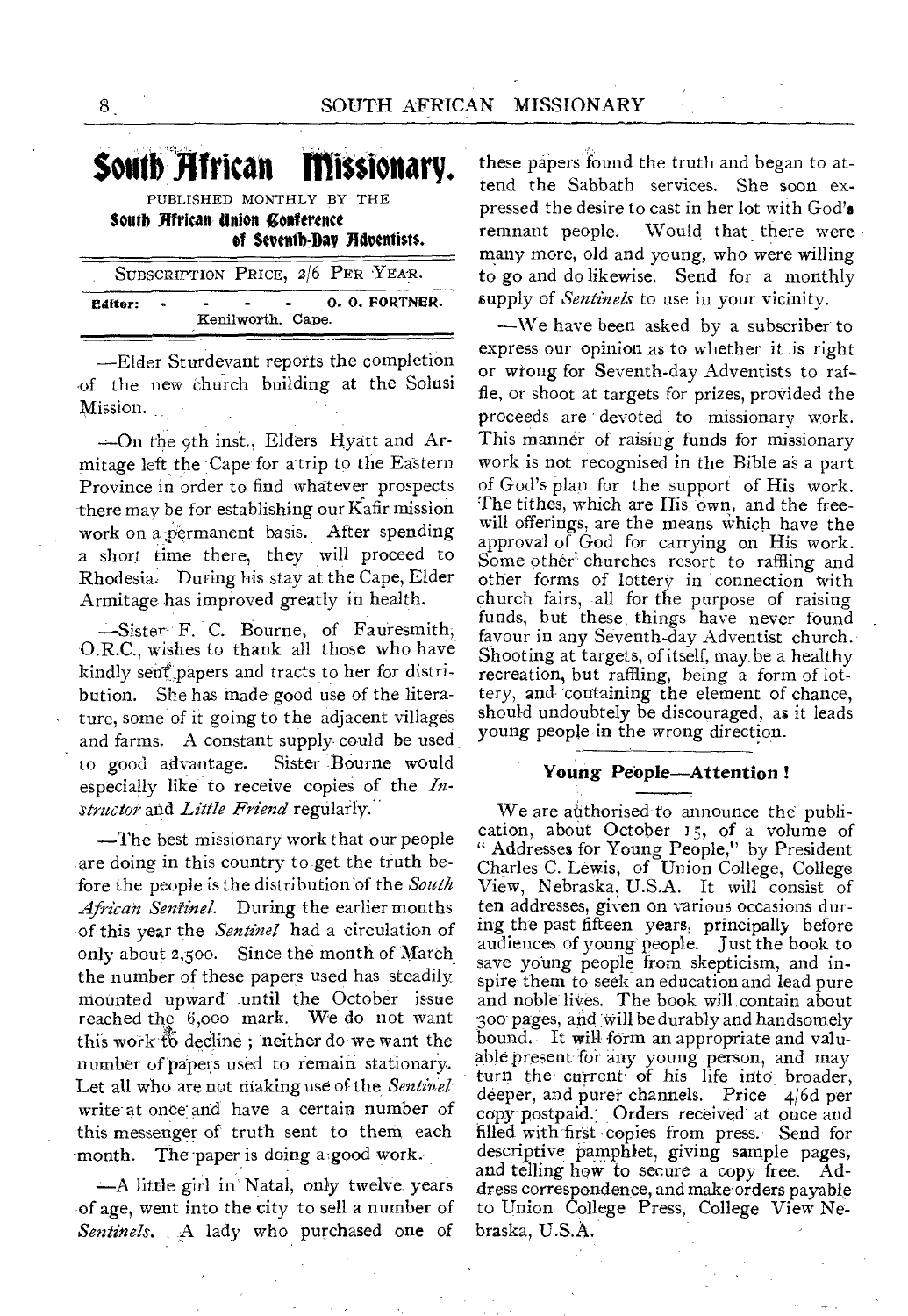# South African Missionary.

PUBLISHED MONTHLY BY THE

**South African Union Conference of Seventh-Day Adventists.**

SUBSCRIPTION PRICE, 2/6 PER YEAR.

**Editor:** - - - - O. O. FORTNER.
Kenilworth, Cape.

—Elder Sturdevant reports the completion of the new church building at the Solusi Mission.

—On the 9th inst., Elders Hyatt and Armitage left the Cape for a trip to the Eastern Province in order to find whatever prospects there may be for establishing our Kafir mission work on a permanent basis. After spending a short time there, they will proceed to Rhodesia. During his stay at the Cape, Elder Armitage has improved greatly in health.

—Sister F. C. Bourne, of Fauresmith, O.R.C., wishes to thank all those who have kindly sent papers and tracts to her for distribution. She has made good use of the literature, some of it going to the adjacent villages and farms. A constant supply could be used to good advantage. Sister Bourne would especially like to receive copies of the *Instructor* and *Little Friend* regularly.

—The best missionary work that our people are doing in this country to get the truth before the people is the distribution of the *South African Sentinel*. During the earlier months of this year the *Sentinel* had a circulation of only about 2,500. Since the month of March the number of these papers used has steadily mounted upward until the October issue reached the 6,000 mark. We do not want this work to decline; neither do we want the number of papers used to remain stationary. Let all who are not making use of the *Sentinel* write at once and have a certain number of this messenger of truth sent to them each month. The paper is doing a good work.

—A little girl in Natal, only twelve years of age, went into the city to sell a number of *Sentinels*. A lady who purchased one of these papers found the truth and began to attend the Sabbath services. She soon expressed the desire to cast in her lot with God's remnant people. Would that there were many more, old and young, who were willing to go and do likewise. Send for a monthly supply of *Sentinels* to use in your vicinity.

—We have been asked by a subscriber to express our opinion as to whether it is right or wrong for Seventh-day Adventists to raffle, or shoot at targets for prizes, provided the proceeds are devoted to missionary work. This manner of raising funds for missionary work is not recognised in the Bible as a part of God's plan for the support of His work. The tithes, which are His own, and the freewill offerings, are the means which have the approval of God for carrying on His work. Some other churches resort to raffling and other forms of lottery in connection with church fairs, all for the purpose of raising funds, but these things have never found favour in any Seventh-day Adventist church. Shooting at targets, of itself, may be a healthy recreation, but raffling, being a form of lottery, and containing the element of chance, should undoubtedly be discouraged, as it leads young people in the wrong direction.

### Young People—Attention!

We are authorised to announce the publication, about October 15, of a volume of "Addresses for Young People," by President Charles C. Lewis, of Union College, College View, Nebraska, U.S.A. It will consist of ten addresses, given on various occasions during the past fifteen years, principally before audiences of young people. Just the book to save young people from skepticism, and inspire them to seek an education and lead pure and noble lives. The book will contain about 300 pages, and will be durably and handsomely bound. It will form an appropriate and valuable present for any young person, and may turn the current of his life into broader, deeper, and purer channels. Price 4/6d per copy postpaid. Orders received at once and filled with first copies from press. Send for descriptive pamphlet, giving sample pages, and telling how to secure a copy free. Address correspondence, and make orders payable to Union College Press, College View Nebraska, U.S.A.